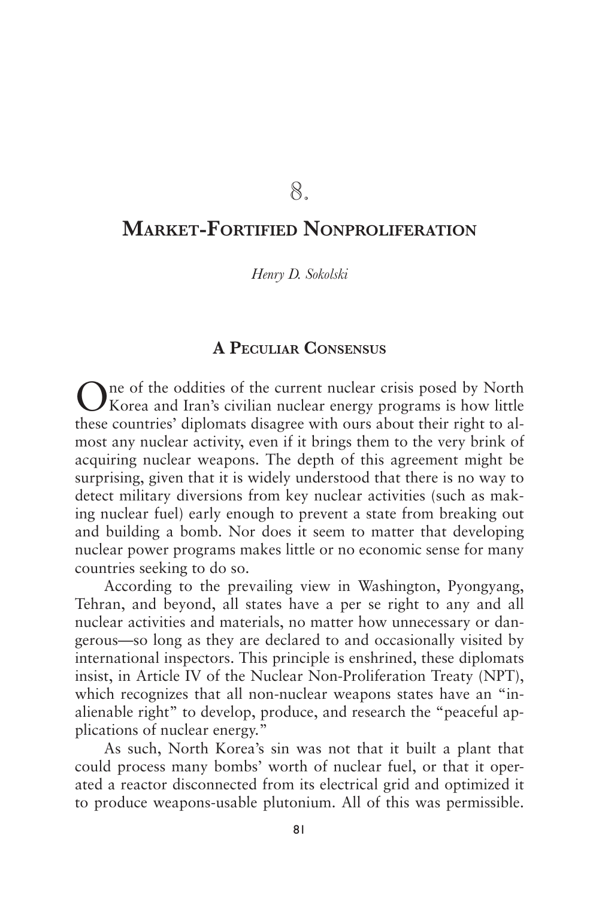# 8.

# Market-Fortified Nonproliferation

*Henry D. Sokolski*

## A Peculiar Consensus

One of the oddities of the current nuclear crisis posed by North Korea and Iran's civilian nuclear energy programs is how little these countries' diplomats disagree with ours about their right to almost any nuclear activity, even if it brings them to the very brink of acquiring nuclear weapons. The depth of this agreement might be surprising, given that it is widely understood that there is no way to detect military diversions from key nuclear activities (such as making nuclear fuel) early enough to prevent a state from breaking out and building a bomb. Nor does it seem to matter that developing nuclear power programs makes little or no economic sense for many countries seeking to do so.

According to the prevailing view in Washington, Pyongyang, Tehran, and beyond, all states have a per se right to any and all nuclear activities and materials, no matter how unnecessary or dangerous—so long as they are declared to and occasionally visited by international inspectors. This principle is enshrined, these diplomats insist, in Article IV of the Nuclear Non-Proliferation Treaty (NPT), which recognizes that all non-nuclear weapons states have an "inalienable right" to develop, produce, and research the "peaceful applications of nuclear energy."

As such, North Korea's sin was not that it built a plant that could process many bombs' worth of nuclear fuel, or that it operated a reactor disconnected from its electrical grid and optimized it to produce weapons-usable plutonium. All of this was permissible.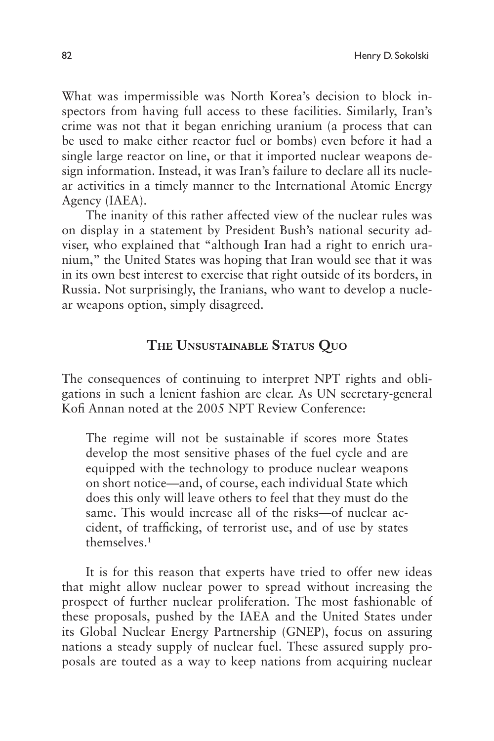What was impermissible was North Korea's decision to block inspectors from having full access to these facilities. Similarly, Iran's crime was not that it began enriching uranium (a process that can be used to make either reactor fuel or bombs) even before it had a single large reactor on line, or that it imported nuclear weapons design information. Instead, it was Iran's failure to declare all its nuclear activities in a timely manner to the International Atomic Energy Agency (IAEA).

The inanity of this rather affected view of the nuclear rules was on display in a statement by President Bush's national security adviser, who explained that "although Iran had a right to enrich uranium," the United States was hoping that Iran would see that it was in its own best interest to exercise that right outside of its borders, in Russia. Not surprisingly, the Iranians, who want to develop a nuclear weapons option, simply disagreed.

## The Unsustainable Status Quo

The consequences of continuing to interpret NPT rights and obligations in such a lenient fashion are clear. As UN secretary-general Kofi Annan noted at the 2005 NPT Review Conference:

> The regime will not be sustainable if scores more States develop the most sensitive phases of the fuel cycle and are equipped with the technology to produce nuclear weapons on short notice—and, of course, each individual State which does this only will leave others to feel that they must do the same. This would increase all of the risks—of nuclear accident, of trafficking, of terrorist use, and of use by states themselves.[1]

It is for this reason that experts have tried to offer new ideas that might allow nuclear power to spread without increasing the prospect of further nuclear proliferation. The most fashionable of these proposals, pushed by the IAEA and the United States under its Global Nuclear Energy Partnership (GNEP), focus on assuring nations a steady supply of nuclear fuel. These assured supply proposals are touted as a way to keep nations from acquiring nuclear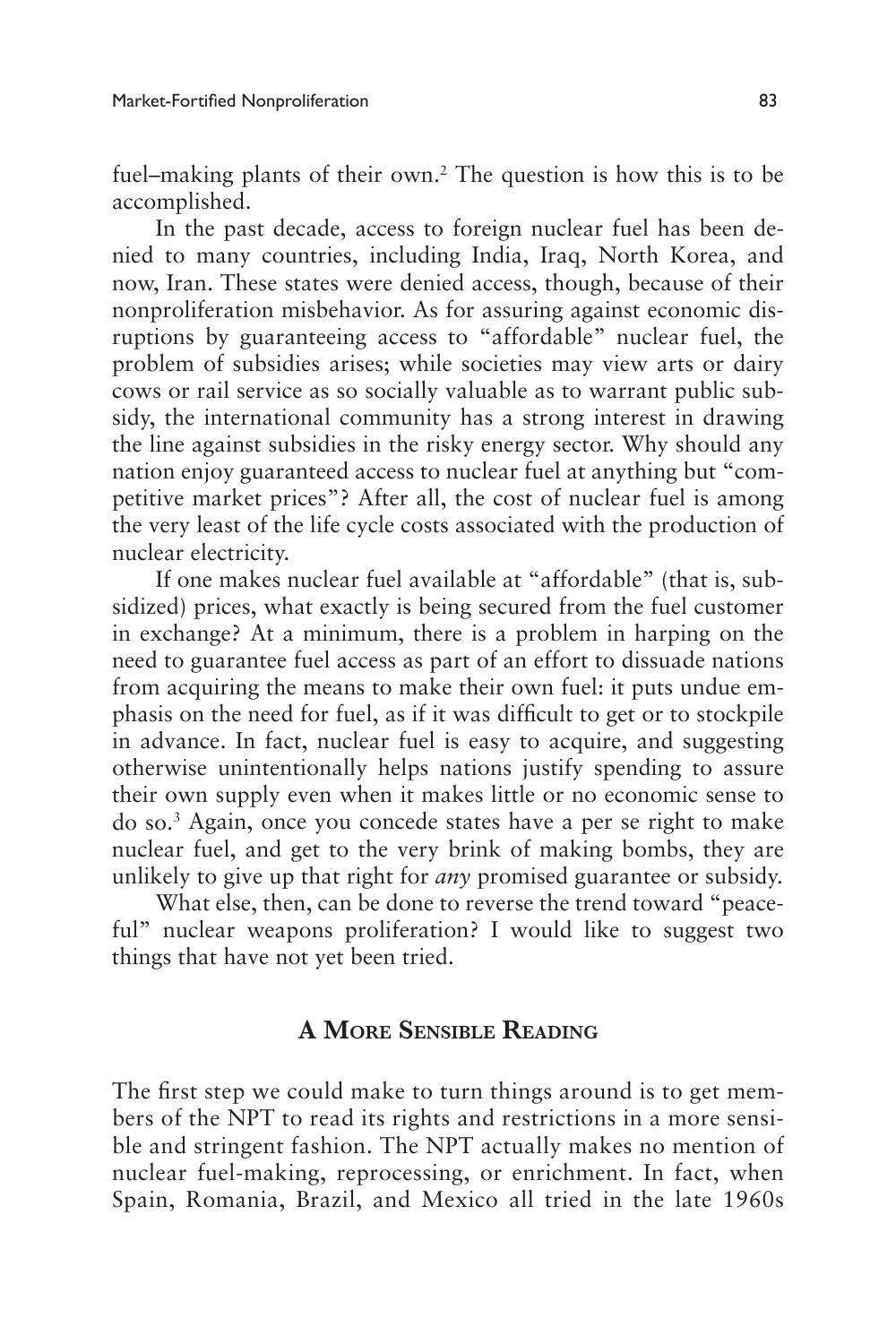fuel–making plants of their own.[2] The question is how this is to be accomplished.

In the past decade, access to foreign nuclear fuel has been denied to many countries, including India, Iraq, North Korea, and now, Iran. These states were denied access, though, because of their nonproliferation misbehavior. As for assuring against economic disruptions by guaranteeing access to "affordable" nuclear fuel, the problem of subsidies arises; while societies may view arts or dairy cows or rail service as so socially valuable as to warrant public subsidy, the international community has a strong interest in drawing the line against subsidies in the risky energy sector. Why should any nation enjoy guaranteed access to nuclear fuel at anything but "competitive market prices"? After all, the cost of nuclear fuel is among the very least of the life cycle costs associated with the production of nuclear electricity.

If one makes nuclear fuel available at "affordable" (that is, subsidized) prices, what exactly is being secured from the fuel customer in exchange? At a minimum, there is a problem in harping on the need to guarantee fuel access as part of an effort to dissuade nations from acquiring the means to make their own fuel: it puts undue emphasis on the need for fuel, as if it was difficult to get or to stockpile in advance. In fact, nuclear fuel is easy to acquire, and suggesting otherwise unintentionally helps nations justify spending to assure their own supply even when it makes little or no economic sense to do so.[3] Again, once you concede states have a per se right to make nuclear fuel, and get to the very brink of making bombs, they are unlikely to give up that right for *any* promised guarantee or subsidy.

What else, then, can be done to reverse the trend toward "peaceful" nuclear weapons proliferation? I would like to suggest two things that have not yet been tried.

## A More Sensible Reading

The first step we could make to turn things around is to get members of the NPT to read its rights and restrictions in a more sensible and stringent fashion. The NPT actually makes no mention of nuclear fuel-making, reprocessing, or enrichment. In fact, when Spain, Romania, Brazil, and Mexico all tried in the late 1960s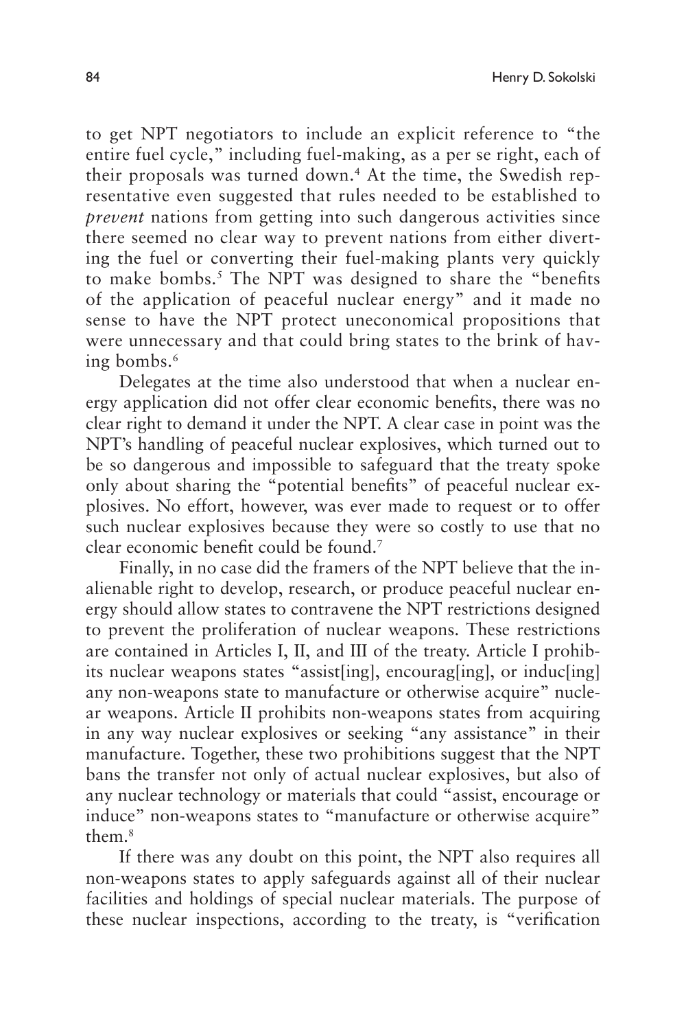to get NPT negotiators to include an explicit reference to "the entire fuel cycle," including fuel-making, as a per se right, each of their proposals was turned down.[4] At the time, the Swedish representative even suggested that rules needed to be established to *prevent* nations from getting into such dangerous activities since there seemed no clear way to prevent nations from either diverting the fuel or converting their fuel-making plants very quickly to make bombs.[5] The NPT was designed to share the "benefits of the application of peaceful nuclear energy" and it made no sense to have the NPT protect uneconomical propositions that were unnecessary and that could bring states to the brink of having bombs.[6]

Delegates at the time also understood that when a nuclear energy application did not offer clear economic benefits, there was no clear right to demand it under the NPT. A clear case in point was the NPT's handling of peaceful nuclear explosives, which turned out to be so dangerous and impossible to safeguard that the treaty spoke only about sharing the "potential benefits" of peaceful nuclear explosives. No effort, however, was ever made to request or to offer such nuclear explosives because they were so costly to use that no clear economic benefit could be found.[7]

Finally, in no case did the framers of the NPT believe that the inalienable right to develop, research, or produce peaceful nuclear energy should allow states to contravene the NPT restrictions designed to prevent the proliferation of nuclear weapons. These restrictions are contained in Articles I, II, and III of the treaty. Article I prohibits nuclear weapons states "assist[ing], encourag[ing], or induc[ing] any non-weapons state to manufacture or otherwise acquire" nuclear weapons. Article II prohibits non-weapons states from acquiring in any way nuclear explosives or seeking "any assistance" in their manufacture. Together, these two prohibitions suggest that the NPT bans the transfer not only of actual nuclear explosives, but also of any nuclear technology or materials that could "assist, encourage or induce" non-weapons states to "manufacture or otherwise acquire" them.[8]

If there was any doubt on this point, the NPT also requires all non-weapons states to apply safeguards against all of their nuclear facilities and holdings of special nuclear materials. The purpose of these nuclear inspections, according to the treaty, is "verification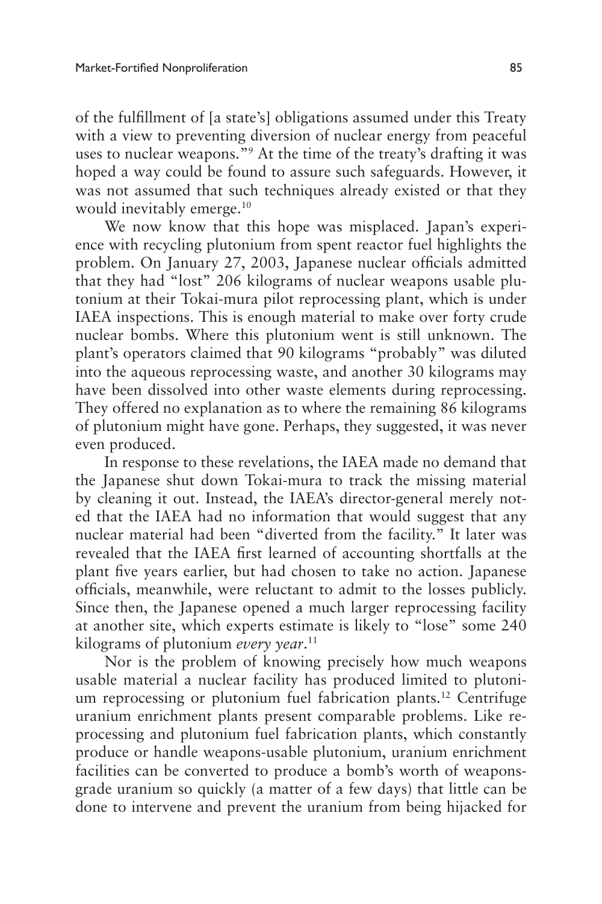of the fulfillment of [a state's] obligations assumed under this Treaty with a view to preventing diversion of nuclear energy from peaceful uses to nuclear weapons."[9] At the time of the treaty's drafting it was hoped a way could be found to assure such safeguards. However, it was not assumed that such techniques already existed or that they would inevitably emerge.[10]

We now know that this hope was misplaced. Japan's experience with recycling plutonium from spent reactor fuel highlights the problem. On January 27, 2003, Japanese nuclear officials admitted that they had "lost" 206 kilograms of nuclear weapons usable plutonium at their Tokai-mura pilot reprocessing plant, which is under IAEA inspections. This is enough material to make over forty crude nuclear bombs. Where this plutonium went is still unknown. The plant's operators claimed that 90 kilograms "probably" was diluted into the aqueous reprocessing waste, and another 30 kilograms may have been dissolved into other waste elements during reprocessing. They offered no explanation as to where the remaining 86 kilograms of plutonium might have gone. Perhaps, they suggested, it was never even produced.

In response to these revelations, the IAEA made no demand that the Japanese shut down Tokai-mura to track the missing material by cleaning it out. Instead, the IAEA's director-general merely noted that the IAEA had no information that would suggest that any nuclear material had been "diverted from the facility." It later was revealed that the IAEA first learned of accounting shortfalls at the plant five years earlier, but had chosen to take no action. Japanese officials, meanwhile, were reluctant to admit to the losses publicly. Since then, the Japanese opened a much larger reprocessing facility at another site, which experts estimate is likely to "lose" some 240 kilograms of plutonium *every year*.[11]

Nor is the problem of knowing precisely how much weapons usable material a nuclear facility has produced limited to plutonium reprocessing or plutonium fuel fabrication plants.[12] Centrifuge uranium enrichment plants present comparable problems. Like reprocessing and plutonium fuel fabrication plants, which constantly produce or handle weapons-usable plutonium, uranium enrichment facilities can be converted to produce a bomb's worth of weapons-grade uranium so quickly (a matter of a few days) that little can be done to intervene and prevent the uranium from being hijacked for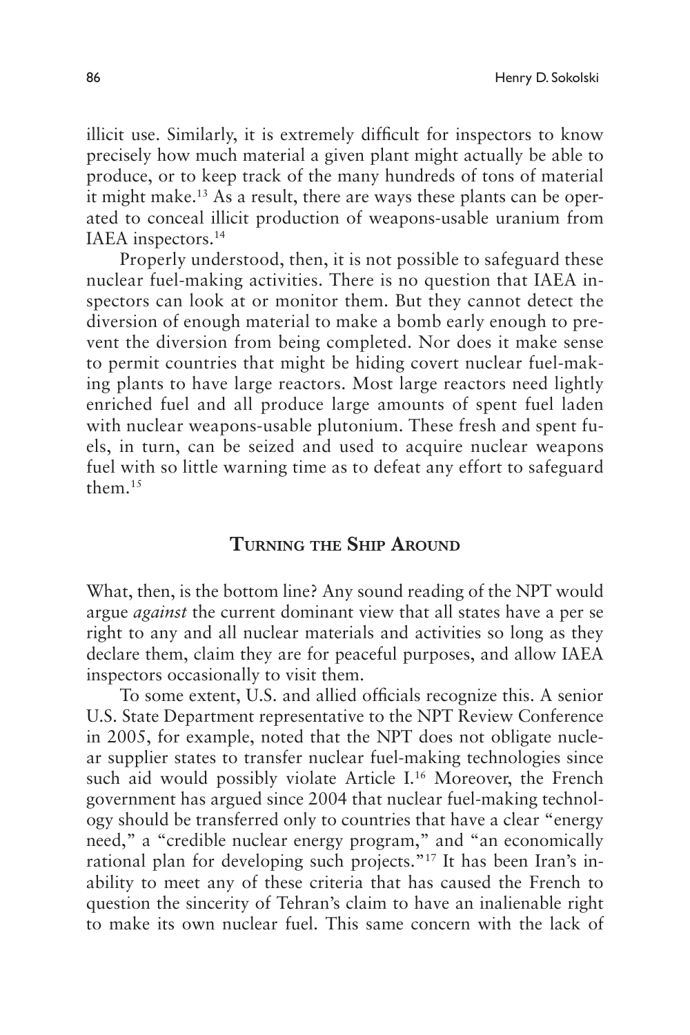illicit use. Similarly, it is extremely difficult for inspectors to know precisely how much material a given plant might actually be able to produce, or to keep track of the many hundreds of tons of material it might make.[13] As a result, there are ways these plants can be operated to conceal illicit production of weapons-usable uranium from IAEA inspectors.[14]

Properly understood, then, it is not possible to safeguard these nuclear fuel-making activities. There is no question that IAEA inspectors can look at or monitor them. But they cannot detect the diversion of enough material to make a bomb early enough to prevent the diversion from being completed. Nor does it make sense to permit countries that might be hiding covert nuclear fuel-making plants to have large reactors. Most large reactors need lightly enriched fuel and all produce large amounts of spent fuel laden with nuclear weapons-usable plutonium. These fresh and spent fuels, in turn, can be seized and used to acquire nuclear weapons fuel with so little warning time as to defeat any effort to safeguard them.[15]

## Turning the Ship Around

What, then, is the bottom line? Any sound reading of the NPT would argue *against* the current dominant view that all states have a per se right to any and all nuclear materials and activities so long as they declare them, claim they are for peaceful purposes, and allow IAEA inspectors occasionally to visit them.

To some extent, U.S. and allied officials recognize this. A senior U.S. State Department representative to the NPT Review Conference in 2005, for example, noted that the NPT does not obligate nuclear supplier states to transfer nuclear fuel-making technologies since such aid would possibly violate Article I.[16] Moreover, the French government has argued since 2004 that nuclear fuel-making technology should be transferred only to countries that have a clear "energy need," a "credible nuclear energy program," and "an economically rational plan for developing such projects."[17] It has been Iran's inability to meet any of these criteria that has caused the French to question the sincerity of Tehran's claim to have an inalienable right to make its own nuclear fuel. This same concern with the lack of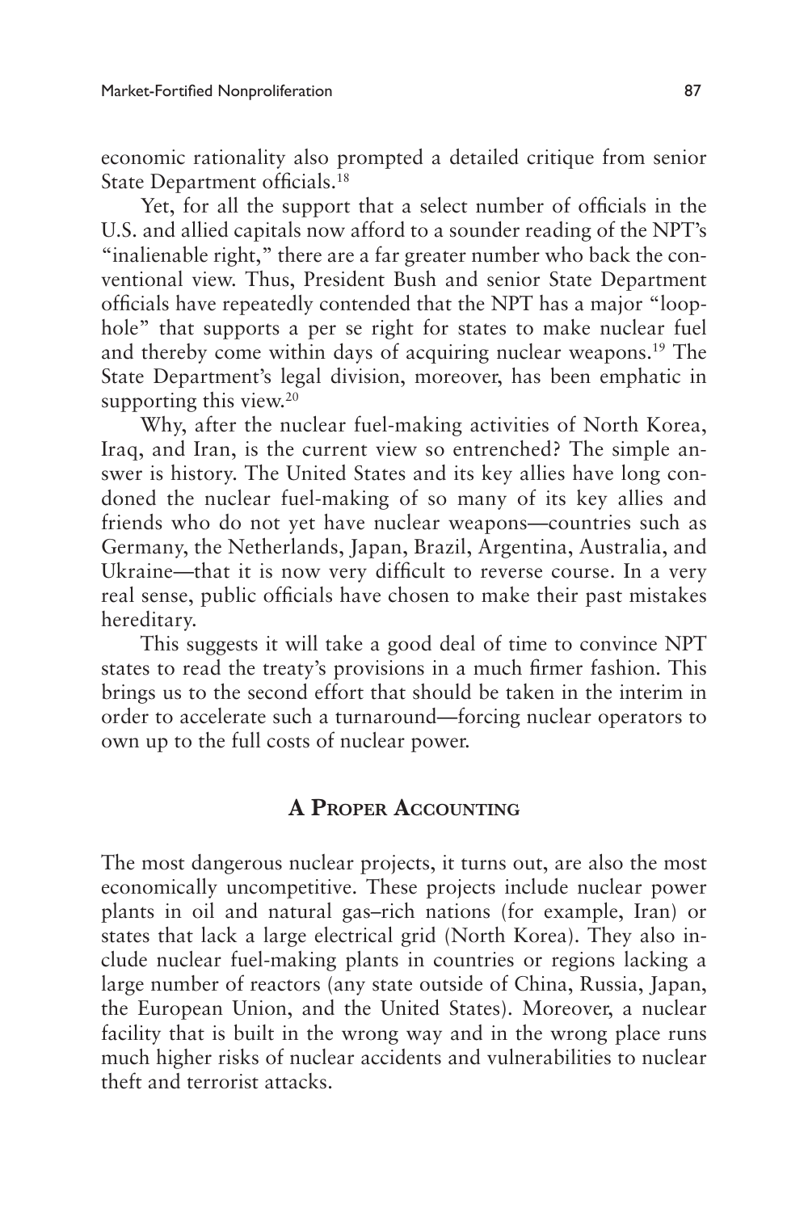economic rationality also prompted a detailed critique from senior State Department officials.[18]

Yet, for all the support that a select number of officials in the U.S. and allied capitals now afford to a sounder reading of the NPT's "inalienable right," there are a far greater number who back the conventional view. Thus, President Bush and senior State Department officials have repeatedly contended that the NPT has a major "loophole" that supports a per se right for states to make nuclear fuel and thereby come within days of acquiring nuclear weapons.[19] The State Department's legal division, moreover, has been emphatic in supporting this view.[20]

Why, after the nuclear fuel-making activities of North Korea, Iraq, and Iran, is the current view so entrenched? The simple answer is history. The United States and its key allies have long condoned the nuclear fuel-making of so many of its key allies and friends who do not yet have nuclear weapons—countries such as Germany, the Netherlands, Japan, Brazil, Argentina, Australia, and Ukraine—that it is now very difficult to reverse course. In a very real sense, public officials have chosen to make their past mistakes hereditary.

This suggests it will take a good deal of time to convince NPT states to read the treaty's provisions in a much firmer fashion. This brings us to the second effort that should be taken in the interim in order to accelerate such a turnaround—forcing nuclear operators to own up to the full costs of nuclear power.

## A Proper Accounting

The most dangerous nuclear projects, it turns out, are also the most economically uncompetitive. These projects include nuclear power plants in oil and natural gas–rich nations (for example, Iran) or states that lack a large electrical grid (North Korea). They also include nuclear fuel-making plants in countries or regions lacking a large number of reactors (any state outside of China, Russia, Japan, the European Union, and the United States). Moreover, a nuclear facility that is built in the wrong way and in the wrong place runs much higher risks of nuclear accidents and vulnerabilities to nuclear theft and terrorist attacks.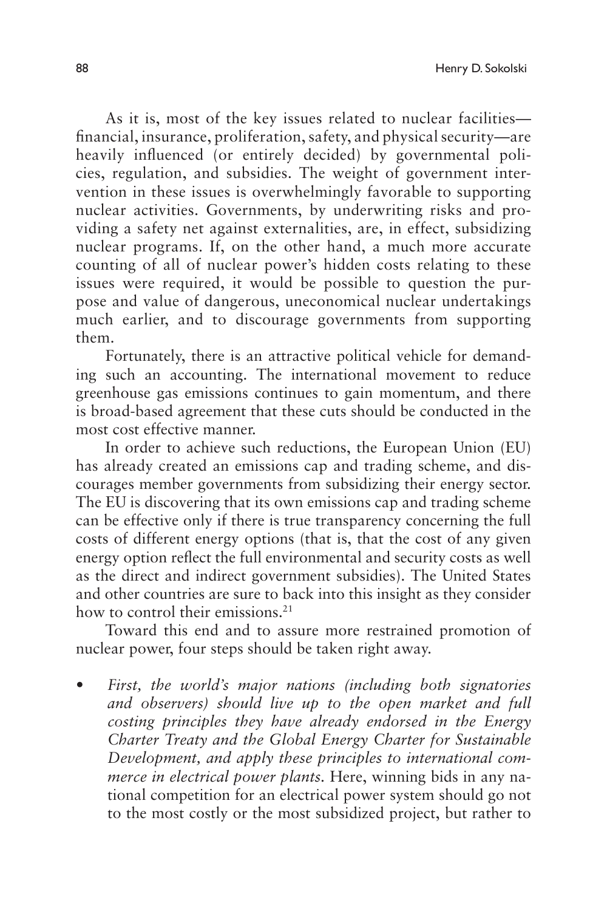As it is, most of the key issues related to nuclear facilities—financial, insurance, proliferation, safety, and physical security—are heavily influenced (or entirely decided) by governmental policies, regulation, and subsidies. The weight of government intervention in these issues is overwhelmingly favorable to supporting nuclear activities. Governments, by underwriting risks and providing a safety net against externalities, are, in effect, subsidizing nuclear programs. If, on the other hand, a much more accurate counting of all of nuclear power's hidden costs relating to these issues were required, it would be possible to question the purpose and value of dangerous, uneconomical nuclear undertakings much earlier, and to discourage governments from supporting them.

Fortunately, there is an attractive political vehicle for demanding such an accounting. The international movement to reduce greenhouse gas emissions continues to gain momentum, and there is broad-based agreement that these cuts should be conducted in the most cost effective manner.

In order to achieve such reductions, the European Union (EU) has already created an emissions cap and trading scheme, and discourages member governments from subsidizing their energy sector. The EU is discovering that its own emissions cap and trading scheme can be effective only if there is true transparency concerning the full costs of different energy options (that is, that the cost of any given energy option reflect the full environmental and security costs as well as the direct and indirect government subsidies). The United States and other countries are sure to back into this insight as they consider how to control their emissions.[21]

Toward this end and to assure more restrained promotion of nuclear power, four steps should be taken right away.

- *First, the world's major nations (including both signatories and observers) should live up to the open market and full costing principles they have already endorsed in the Energy Charter Treaty and the Global Energy Charter for Sustainable Development, and apply these principles to international commerce in electrical power plants.* Here, winning bids in any national competition for an electrical power system should go not to the most costly or the most subsidized project, but rather to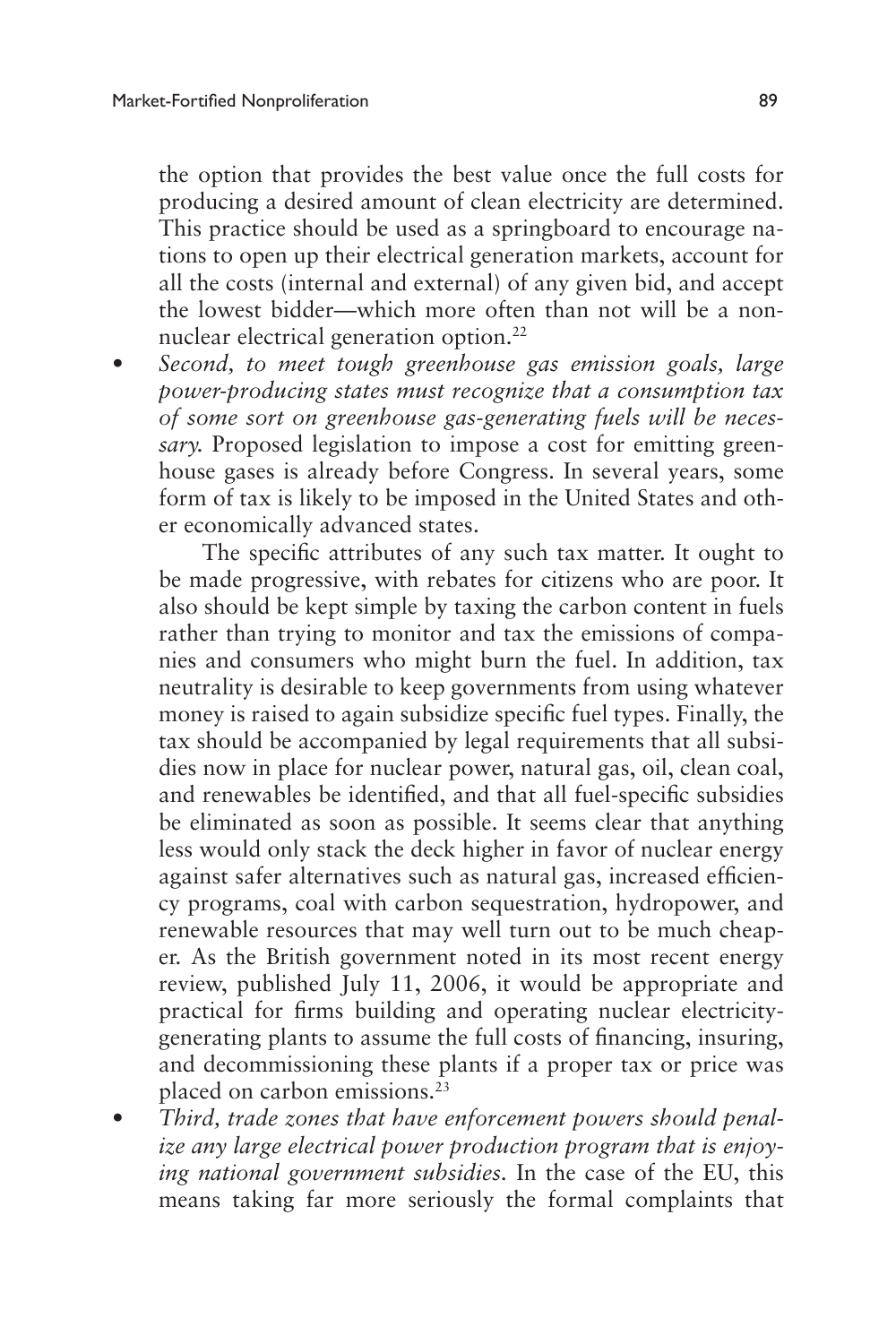the option that provides the best value once the full costs for producing a desired amount of clean electricity are determined. This practice should be used as a springboard to encourage nations to open up their electrical generation markets, account for all the costs (internal and external) of any given bid, and accept the lowest bidder—which more often than not will be a nonnuclear electrical generation option.[22]

- *Second, to meet tough greenhouse gas emission goals, large power-producing states must recognize that a consumption tax of some sort on greenhouse gas-generating fuels will be necessary.* Proposed legislation to impose a cost for emitting greenhouse gases is already before Congress. In several years, some form of tax is likely to be imposed in the United States and other economically advanced states.

  The specific attributes of any such tax matter. It ought to be made progressive, with rebates for citizens who are poor. It also should be kept simple by taxing the carbon content in fuels rather than trying to monitor and tax the emissions of companies and consumers who might burn the fuel. In addition, tax neutrality is desirable to keep governments from using whatever money is raised to again subsidize specific fuel types. Finally, the tax should be accompanied by legal requirements that all subsidies now in place for nuclear power, natural gas, oil, clean coal, and renewables be identified, and that all fuel-specific subsidies be eliminated as soon as possible. It seems clear that anything less would only stack the deck higher in favor of nuclear energy against safer alternatives such as natural gas, increased efficiency programs, coal with carbon sequestration, hydropower, and renewable resources that may well turn out to be much cheaper. As the British government noted in its most recent energy review, published July 11, 2006, it would be appropriate and practical for firms building and operating nuclear electricity-generating plants to assume the full costs of financing, insuring, and decommissioning these plants if a proper tax or price was placed on carbon emissions.[23]

- *Third, trade zones that have enforcement powers should penalize any large electrical power production program that is enjoying national government subsidies.* In the case of the EU, this means taking far more seriously the formal complaints that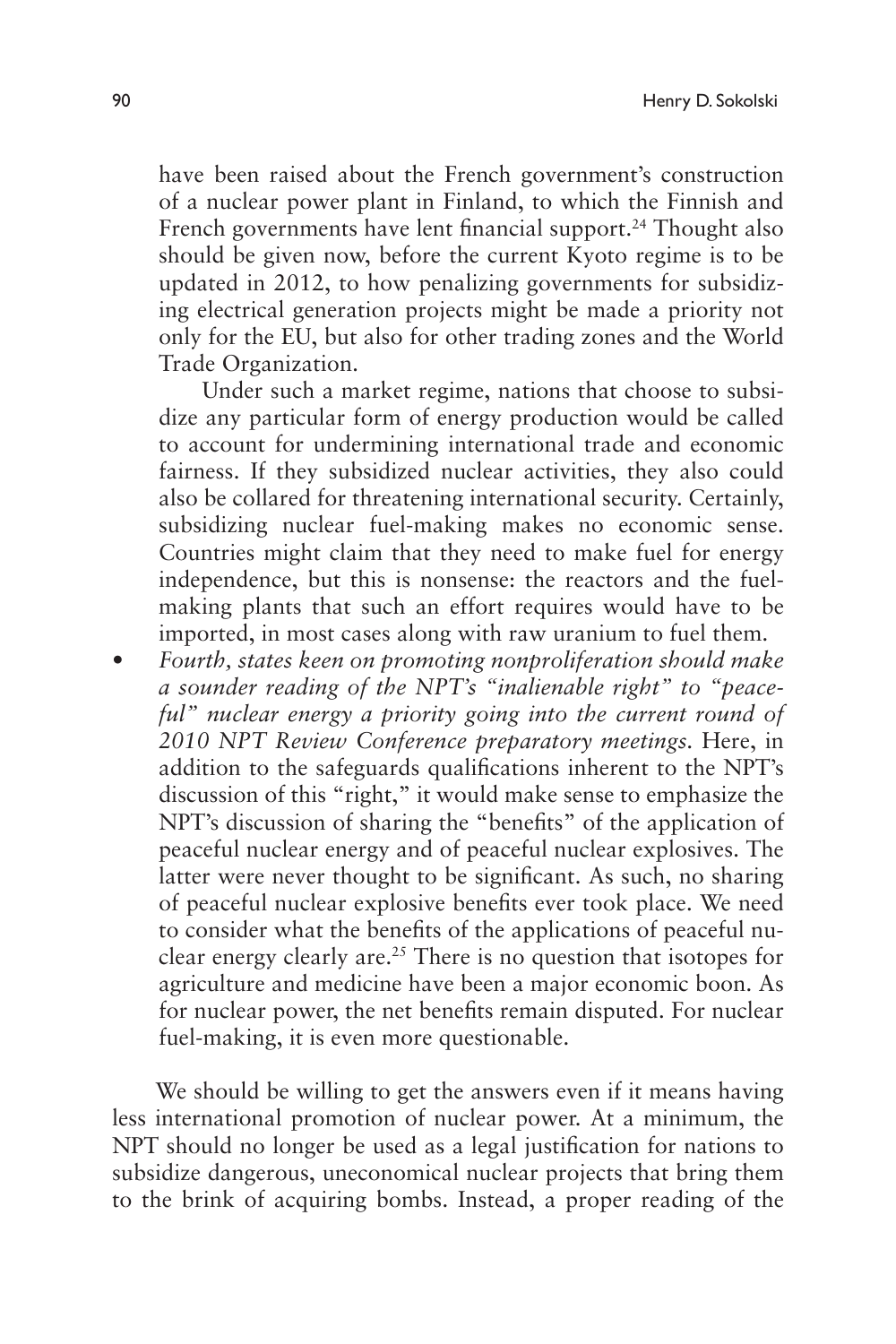have been raised about the French government's construction of a nuclear power plant in Finland, to which the Finnish and French governments have lent financial support.[24] Thought also should be given now, before the current Kyoto regime is to be updated in 2012, to how penalizing governments for subsidizing electrical generation projects might be made a priority not only for the EU, but also for other trading zones and the World Trade Organization.

Under such a market regime, nations that choose to subsidize any particular form of energy production would be called to account for undermining international trade and economic fairness. If they subsidized nuclear activities, they also could also be collared for threatening international security. Certainly, subsidizing nuclear fuel-making makes no economic sense. Countries might claim that they need to make fuel for energy independence, but this is nonsense: the reactors and the fuel-making plants that such an effort requires would have to be imported, in most cases along with raw uranium to fuel them.

- *Fourth, states keen on promoting nonproliferation should make a sounder reading of the NPT's "inalienable right" to "peaceful" nuclear energy a priority going into the current round of 2010 NPT Review Conference preparatory meetings.* Here, in addition to the safeguards qualifications inherent to the NPT's discussion of this "right," it would make sense to emphasize the NPT's discussion of sharing the "benefits" of the application of peaceful nuclear energy and of peaceful nuclear explosives. The latter were never thought to be significant. As such, no sharing of peaceful nuclear explosive benefits ever took place. We need to consider what the benefits of the applications of peaceful nuclear energy clearly are.[25] There is no question that isotopes for agriculture and medicine have been a major economic boon. As for nuclear power, the net benefits remain disputed. For nuclear fuel-making, it is even more questionable.

We should be willing to get the answers even if it means having less international promotion of nuclear power. At a minimum, the NPT should no longer be used as a legal justification for nations to subsidize dangerous, uneconomical nuclear projects that bring them to the brink of acquiring bombs. Instead, a proper reading of the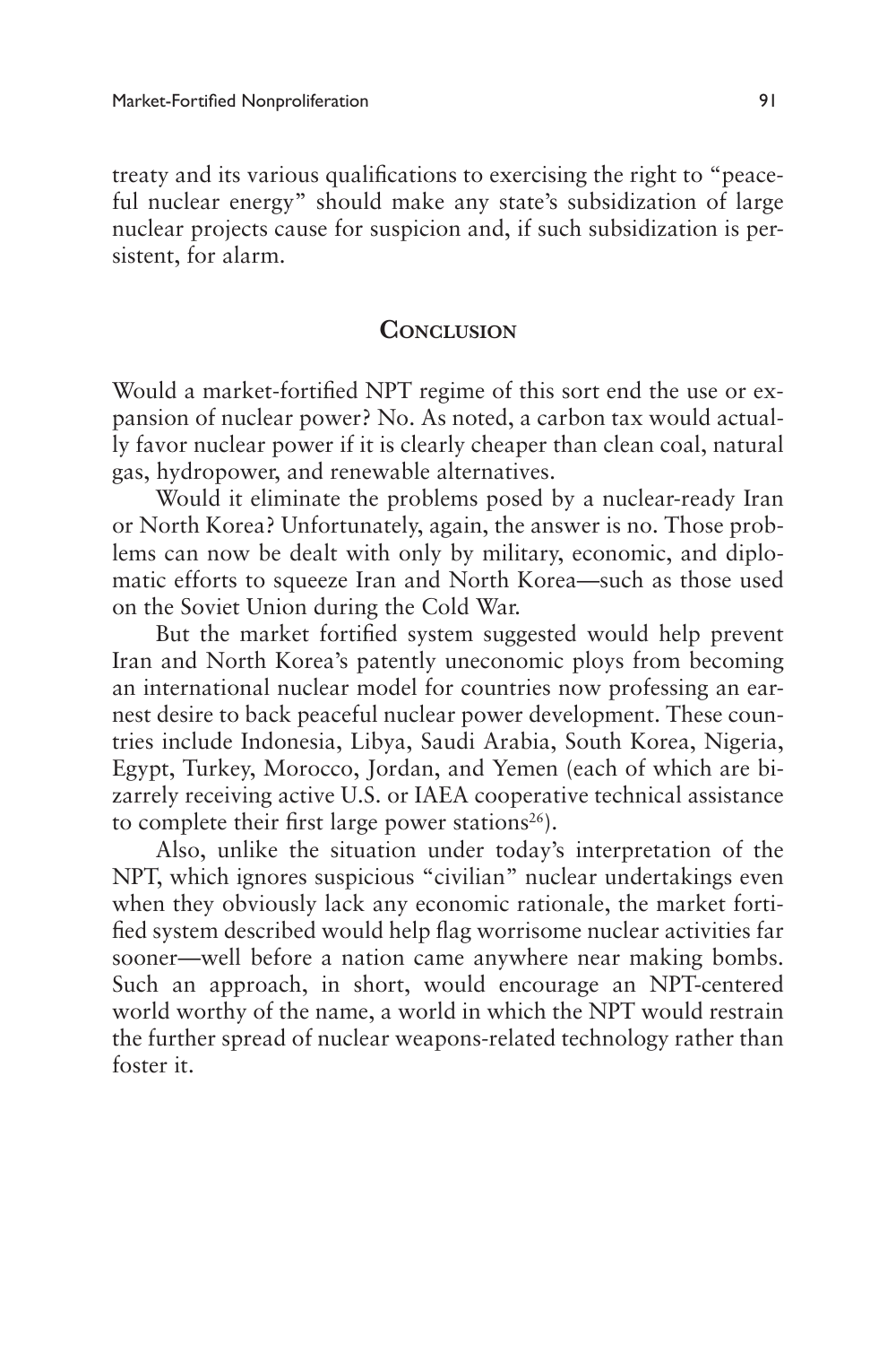treaty and its various qualifications to exercising the right to "peaceful nuclear energy" should make any state's subsidization of large nuclear projects cause for suspicion and, if such subsidization is persistent, for alarm.

## Conclusion

Would a market-fortified NPT regime of this sort end the use or expansion of nuclear power? No. As noted, a carbon tax would actually favor nuclear power if it is clearly cheaper than clean coal, natural gas, hydropower, and renewable alternatives.

Would it eliminate the problems posed by a nuclear-ready Iran or North Korea? Unfortunately, again, the answer is no. Those problems can now be dealt with only by military, economic, and diplomatic efforts to squeeze Iran and North Korea—such as those used on the Soviet Union during the Cold War.

But the market fortified system suggested would help prevent Iran and North Korea's patently uneconomic ploys from becoming an international nuclear model for countries now professing an earnest desire to back peaceful nuclear power development. These countries include Indonesia, Libya, Saudi Arabia, South Korea, Nigeria, Egypt, Turkey, Morocco, Jordan, and Yemen (each of which are bizarrely receiving active U.S. or IAEA cooperative technical assistance to complete their first large power stations[26]).

Also, unlike the situation under today's interpretation of the NPT, which ignores suspicious "civilian" nuclear undertakings even when they obviously lack any economic rationale, the market fortified system described would help flag worrisome nuclear activities far sooner—well before a nation came anywhere near making bombs. Such an approach, in short, would encourage an NPT-centered world worthy of the name, a world in which the NPT would restrain the further spread of nuclear weapons-related technology rather than foster it.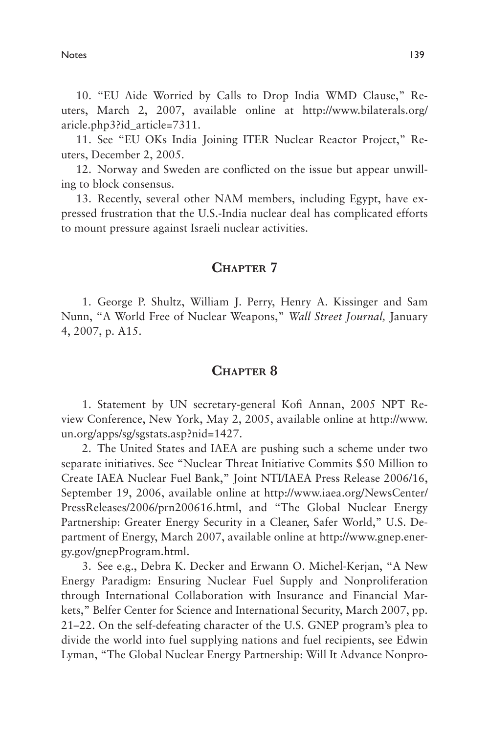10. "EU Aide Worried by Calls to Drop India WMD Clause," Reuters, March 2, 2007, available online at http://www.bilaterals.org/aricle.php3?id_article=7311.

11. See "EU OKs India Joining ITER Nuclear Reactor Project," Reuters, December 2, 2005.

12. Norway and Sweden are conflicted on the issue but appear unwilling to block consensus.

13. Recently, several other NAM members, including Egypt, have expressed frustration that the U.S.-India nuclear deal has complicated efforts to mount pressure against Israeli nuclear activities.

## Chapter 7

1. George P. Shultz, William J. Perry, Henry A. Kissinger and Sam Nunn, "A World Free of Nuclear Weapons," *Wall Street Journal,* January 4, 2007, p. A15.

## Chapter 8

1. Statement by UN secretary-general Kofi Annan, 2005 NPT Review Conference, New York, May 2, 2005, available online at http://www.un.org/apps/sg/sgstats.asp?nid=1427.

2. The United States and IAEA are pushing such a scheme under two separate initiatives. See "Nuclear Threat Initiative Commits $50 Million to Create IAEA Nuclear Fuel Bank," Joint NTI/IAEA Press Release 2006/16, September 19, 2006, available online at http://www.iaea.org/NewsCenter/PressReleases/2006/prn200616.html, and "The Global Nuclear Energy Partnership: Greater Energy Security in a Cleaner, Safer World," U.S. Department of Energy, March 2007, available online at http://www.gnep.energy.gov/gnepProgram.html.

3. See e.g., Debra K. Decker and Erwann O. Michel-Kerjan, "A New Energy Paradigm: Ensuring Nuclear Fuel Supply and Nonproliferation through International Collaboration with Insurance and Financial Markets," Belfer Center for Science and International Security, March 2007, pp. 21–22. On the self-defeating character of the U.S. GNEP program's plea to divide the world into fuel supplying nations and fuel recipients, see Edwin Lyman, "The Global Nuclear Energy Partnership: Will It Advance Nonpro-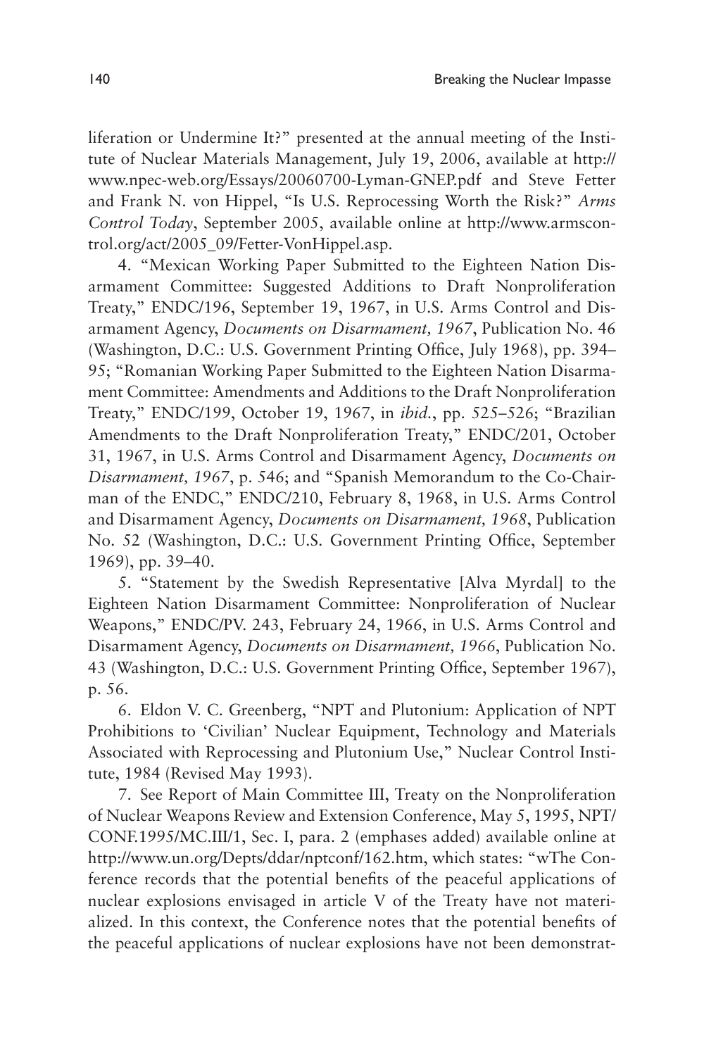liferation or Undermine It?" presented at the annual meeting of the Institute of Nuclear Materials Management, July 19, 2006, available at http://www.npec-web.org/Essays/20060700-Lyman-GNEP.pdf and Steve Fetter and Frank N. von Hippel, "Is U.S. Reprocessing Worth the Risk?" *Arms Control Today*, September 2005, available online at http://www.armscontrol.org/act/2005_09/Fetter-VonHippel.asp.

4. "Mexican Working Paper Submitted to the Eighteen Nation Disarmament Committee: Suggested Additions to Draft Nonproliferation Treaty," ENDC/196, September 19, 1967, in U.S. Arms Control and Disarmament Agency, *Documents on Disarmament, 1967*, Publication No. 46 (Washington, D.C.: U.S. Government Printing Office, July 1968), pp. 394–95; "Romanian Working Paper Submitted to the Eighteen Nation Disarmament Committee: Amendments and Additions to the Draft Nonproliferation Treaty," ENDC/199, October 19, 1967, in *ibid.*, pp. 525–526; "Brazilian Amendments to the Draft Nonproliferation Treaty," ENDC/201, October 31, 1967, in U.S. Arms Control and Disarmament Agency, *Documents on Disarmament, 1967*, p. 546; and "Spanish Memorandum to the Co-Chairman of the ENDC," ENDC/210, February 8, 1968, in U.S. Arms Control and Disarmament Agency, *Documents on Disarmament, 1968*, Publication No. 52 (Washington, D.C.: U.S. Government Printing Office, September 1969), pp. 39–40.

5. "Statement by the Swedish Representative [Alva Myrdal] to the Eighteen Nation Disarmament Committee: Nonproliferation of Nuclear Weapons," ENDC/PV. 243, February 24, 1966, in U.S. Arms Control and Disarmament Agency, *Documents on Disarmament, 1966*, Publication No. 43 (Washington, D.C.: U.S. Government Printing Office, September 1967), p. 56.

6. Eldon V. C. Greenberg, "NPT and Plutonium: Application of NPT Prohibitions to 'Civilian' Nuclear Equipment, Technology and Materials Associated with Reprocessing and Plutonium Use," Nuclear Control Institute, 1984 (Revised May 1993).

7. See Report of Main Committee III, Treaty on the Nonproliferation of Nuclear Weapons Review and Extension Conference, May 5, 1995, NPT/CONF.1995/MC.III/1, Sec. I, para. 2 (emphases added) available online at http://www.un.org/Depts/ddar/nptconf/162.htm, which states: "wThe Conference records that the potential benefits of the peaceful applications of nuclear explosions envisaged in article V of the Treaty have not materialized. In this context, the Conference notes that the potential benefits of the peaceful applications of nuclear explosions have not been demonstrat-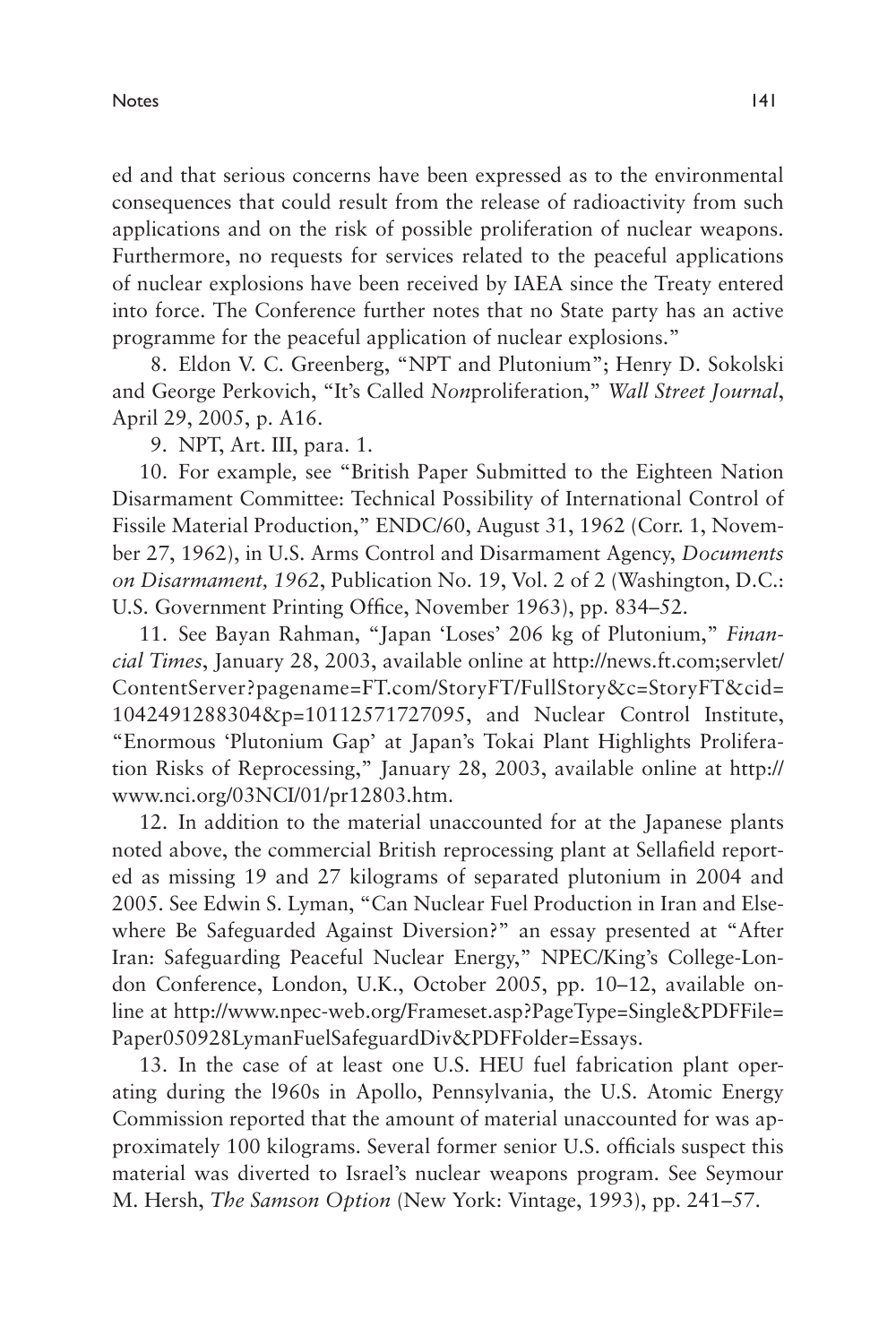ed and that serious concerns have been expressed as to the environmental consequences that could result from the release of radioactivity from such applications and on the risk of possible proliferation of nuclear weapons. Furthermore, no requests for services related to the peaceful applications of nuclear explosions have been received by IAEA since the Treaty entered into force. The Conference further notes that no State party has an active programme for the peaceful application of nuclear explosions."

8. Eldon V. C. Greenberg, "NPT and Plutonium"; Henry D. Sokolski and George Perkovich, "It's Called *Non*proliferation," *Wall Street Journal*, April 29, 2005, p. A16.

9. NPT, Art. III, para. 1.

10. For example*,* see "British Paper Submitted to the Eighteen Nation Disarmament Committee: Technical Possibility of International Control of Fissile Material Production," ENDC/60, August 31, 1962 (Corr. 1, November 27, 1962), in U.S. Arms Control and Disarmament Agency, *Documents on Disarmament, 1962*, Publication No. 19, Vol. 2 of 2 (Washington, D.C.: U.S. Government Printing Office, November 1963), pp. 834–52.

11. See Bayan Rahman, "Japan 'Loses' 206 kg of Plutonium," *Financial Times*, January 28, 2003, available online at http://news.ft.com;servlet/ContentServer?pagename=FT.com/StoryFT/FullStory&c=StoryFT&cid=1042491288304&p=10112571727095, and Nuclear Control Institute, "Enormous 'Plutonium Gap' at Japan's Tokai Plant Highlights Proliferation Risks of Reprocessing," January 28, 2003, available online at http://www.nci.org/03NCI/01/pr12803.htm.

12. In addition to the material unaccounted for at the Japanese plants noted above, the commercial British reprocessing plant at Sellafield reported as missing 19 and 27 kilograms of separated plutonium in 2004 and 2005. See Edwin S. Lyman, "Can Nuclear Fuel Production in Iran and Elsewhere Be Safeguarded Against Diversion?" an essay presented at "After Iran: Safeguarding Peaceful Nuclear Energy," NPEC/King's College-London Conference, London, U.K., October 2005, pp. 10–12, available online at http://www.npec-web.org/Frameset.asp?PageType=Single&PDFFile=Paper050928LymanFuelSafeguardDiv&PDFFolder=Essays.

13. In the case of at least one U.S. HEU fuel fabrication plant operating during the l960s in Apollo, Pennsylvania, the U.S. Atomic Energy Commission reported that the amount of material unaccounted for was approximately 100 kilograms. Several former senior U.S. officials suspect this material was diverted to Israel's nuclear weapons program. See Seymour M. Hersh, *The Samson Option* (New York: Vintage, 1993), pp. 241–57.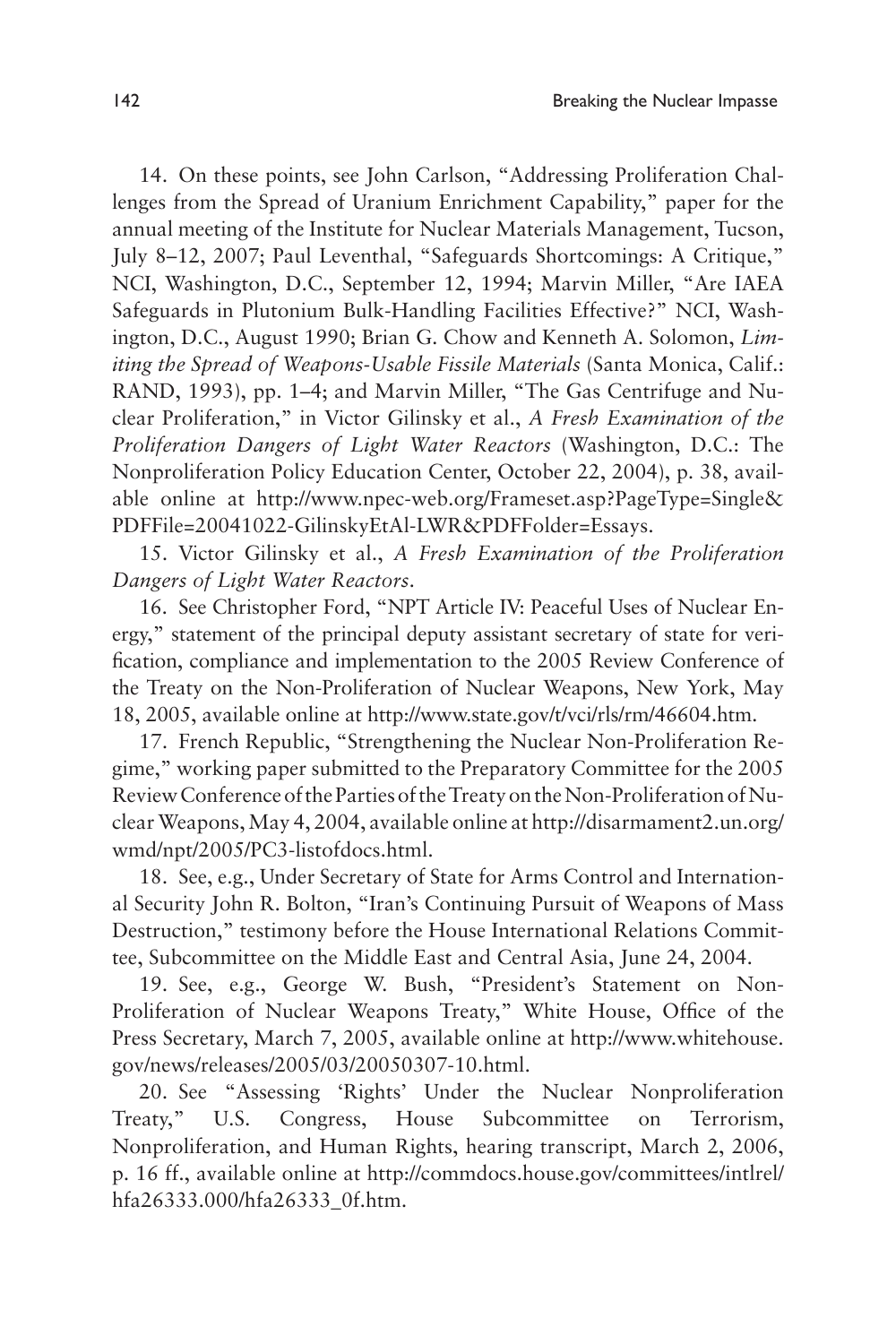14. On these points, see John Carlson, "Addressing Proliferation Challenges from the Spread of Uranium Enrichment Capability," paper for the annual meeting of the Institute for Nuclear Materials Management, Tucson, July 8–12, 2007; Paul Leventhal, "Safeguards Shortcomings: A Critique," NCI, Washington, D.C., September 12, 1994; Marvin Miller, "Are IAEA Safeguards in Plutonium Bulk-Handling Facilities Effective?" NCI, Washington, D.C., August 1990; Brian G. Chow and Kenneth A. Solomon, *Limiting the Spread of Weapons-Usable Fissile Materials* (Santa Monica, Calif.: RAND, 1993), pp. 1–4; and Marvin Miller, "The Gas Centrifuge and Nuclear Proliferation," in Victor Gilinsky et al., *A Fresh Examination of the Proliferation Dangers of Light Water Reactors* (Washington, D.C.: The Nonproliferation Policy Education Center, October 22, 2004), p. 38, available online at http://www.npec-web.org/Frameset.asp?PageType=Single&PDFFile=20041022-GilinskyEtAl-LWR&PDFFolder=Essays.

15. Victor Gilinsky et al., *A Fresh Examination of the Proliferation Dangers of Light Water Reactors*.

16. See Christopher Ford, "NPT Article IV: Peaceful Uses of Nuclear Energy," statement of the principal deputy assistant secretary of state for verification, compliance and implementation to the 2005 Review Conference of the Treaty on the Non-Proliferation of Nuclear Weapons, New York, May 18, 2005, available online at http://www.state.gov/t/vci/rls/rm/46604.htm.

17. French Republic, "Strengthening the Nuclear Non-Proliferation Regime," working paper submitted to the Preparatory Committee for the 2005 Review Conference of the Parties of the Treaty on the Non-Proliferation of Nuclear Weapons, May 4, 2004, available online at http://disarmament2.un.org/wmd/npt/2005/PC3-listofdocs.html.

18. See, e.g., Under Secretary of State for Arms Control and International Security John R. Bolton, "Iran's Continuing Pursuit of Weapons of Mass Destruction," testimony before the House International Relations Committee, Subcommittee on the Middle East and Central Asia, June 24, 2004.

19. See, e.g., George W. Bush, "President's Statement on Non-Proliferation of Nuclear Weapons Treaty," White House, Office of the Press Secretary, March 7, 2005, available online at http://www.whitehouse.gov/news/releases/2005/03/20050307-10.html.

20. See "Assessing 'Rights' Under the Nuclear Nonproliferation Treaty," U.S. Congress, House Subcommittee on Terrorism, Nonproliferation, and Human Rights, hearing transcript, March 2, 2006, p. 16 ff., available online at http://commdocs.house.gov/committees/intlrel/hfa26333.000/hfa26333_0f.htm.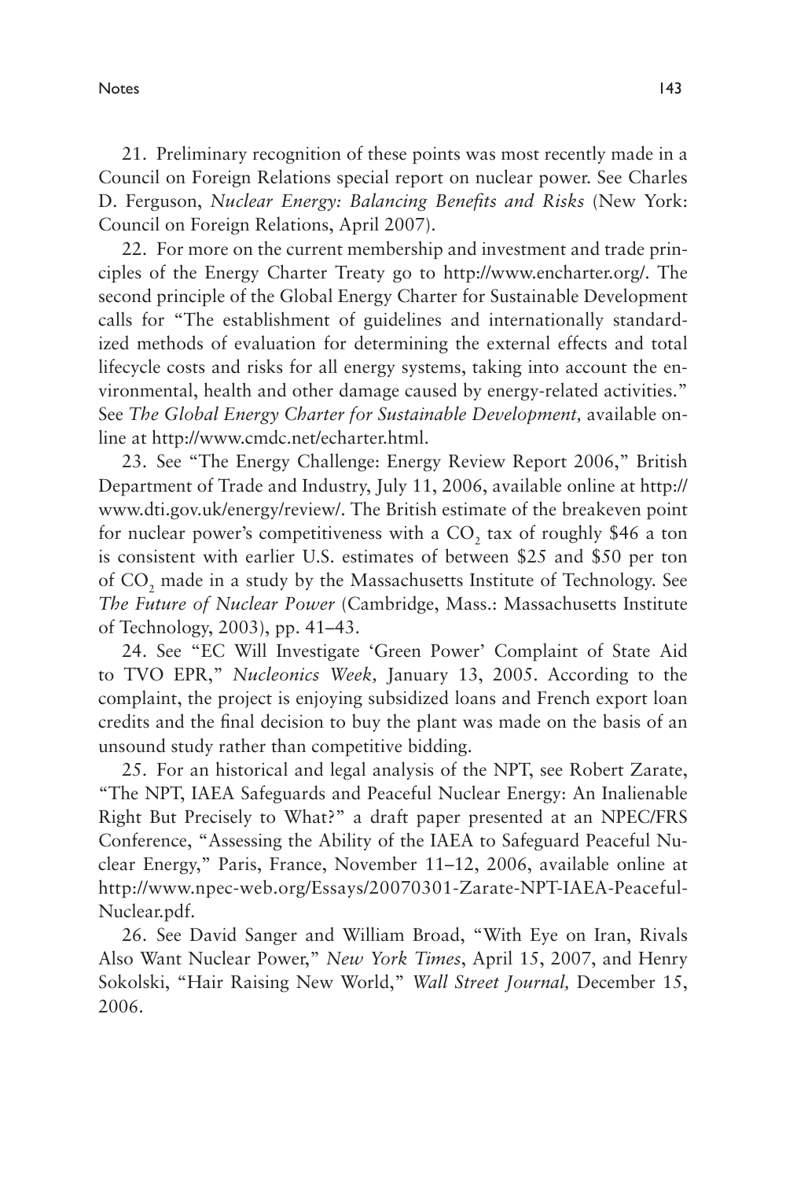21. Preliminary recognition of these points was most recently made in a Council on Foreign Relations special report on nuclear power. See Charles D. Ferguson, *Nuclear Energy: Balancing Benefits and Risks* (New York: Council on Foreign Relations, April 2007).

22. For more on the current membership and investment and trade principles of the Energy Charter Treaty go to http://www.encharter.org/. The second principle of the Global Energy Charter for Sustainable Development calls for "The establishment of guidelines and internationally standardized methods of evaluation for determining the external effects and total lifecycle costs and risks for all energy systems, taking into account the environmental, health and other damage caused by energy-related activities." See *The Global Energy Charter for Sustainable Development,* available online at http://www.cmdc.net/echarter.html.

23. See "The Energy Challenge: Energy Review Report 2006," British Department of Trade and Industry, July 11, 2006, available online at http://www.dti.gov.uk/energy/review/. The British estimate of the breakeven point for nuclear power's competitiveness with a $CO_2$ tax of roughly $46 a ton is consistent with earlier U.S. estimates of between $25 and $50 per ton of $CO_2$ made in a study by the Massachusetts Institute of Technology. See *The Future of Nuclear Power* (Cambridge, Mass.: Massachusetts Institute of Technology, 2003), pp. 41–43.

24. See "EC Will Investigate 'Green Power' Complaint of State Aid to TVO EPR," *Nucleonics Week,* January 13, 2005. According to the complaint, the project is enjoying subsidized loans and French export loan credits and the final decision to buy the plant was made on the basis of an unsound study rather than competitive bidding.

25. For an historical and legal analysis of the NPT, see Robert Zarate, "The NPT, IAEA Safeguards and Peaceful Nuclear Energy: An Inalienable Right But Precisely to What?" a draft paper presented at an NPEC/FRS Conference, "Assessing the Ability of the IAEA to Safeguard Peaceful Nuclear Energy," Paris, France, November 11–12, 2006, available online at http://www.npec-web.org/Essays/20070301-Zarate-NPT-IAEA-Peaceful-Nuclear.pdf.

26. See David Sanger and William Broad, "With Eye on Iran, Rivals Also Want Nuclear Power," *New York Times*, April 15, 2007, and Henry Sokolski, "Hair Raising New World," *Wall Street Journal,* December 15, 2006.